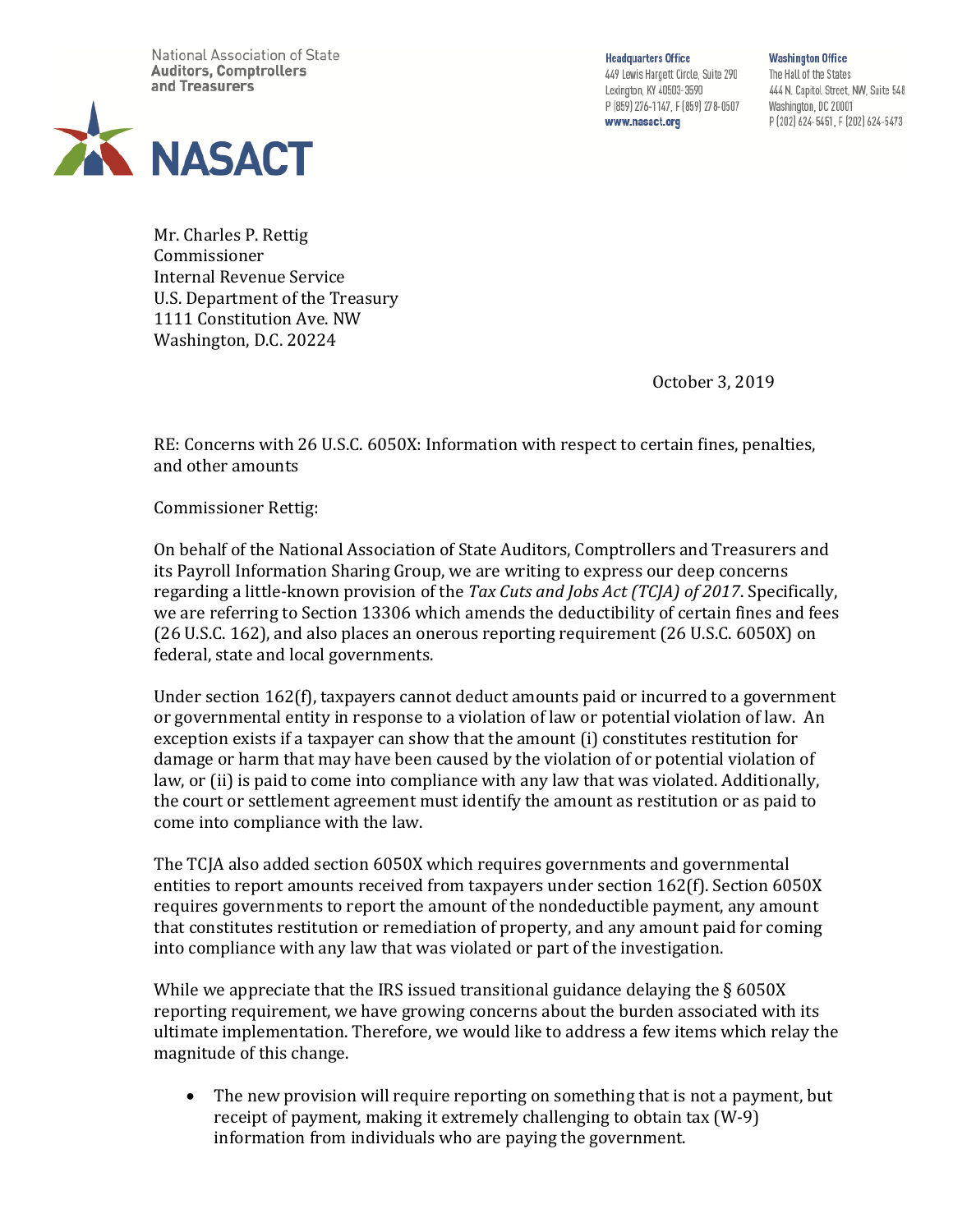National Association of State
**Auditors, Comptrollers and Treasurers**

**NASACT**

**Headquarters Office**
449 Lewis Hargett Circle, Suite 290
Lexington, KY 40503-3590
P (859) 276-1147, F (859) 278-0507
**www.nasact.org**

**Washington Office**
The Hall of the States
444 N. Capitol Street, NW, Suite 548
Washington, DC 20001
P (202) 624-5451, F (202) 624-5473

Mr. Charles P. Rettig
Commissioner
Internal Revenue Service
U.S. Department of the Treasury
1111 Constitution Ave. NW
Washington, D.C. 20224

October 3, 2019

RE: Concerns with 26 U.S.C. 6050X: Information with respect to certain fines, penalties, and other amounts

Commissioner Rettig:

On behalf of the National Association of State Auditors, Comptrollers and Treasurers and its Payroll Information Sharing Group, we are writing to express our deep concerns regarding a little-known provision of the *Tax Cuts and Jobs Act (TCJA) of 2017*. Specifically, we are referring to Section 13306 which amends the deductibility of certain fines and fees (26 U.S.C. 162), and also places an onerous reporting requirement (26 U.S.C. 6050X) on federal, state and local governments.

Under section 162(f), taxpayers cannot deduct amounts paid or incurred to a government or governmental entity in response to a violation of law or potential violation of law. An exception exists if a taxpayer can show that the amount (i) constitutes restitution for damage or harm that may have been caused by the violation of or potential violation of law, or (ii) is paid to come into compliance with any law that was violated. Additionally, the court or settlement agreement must identify the amount as restitution or as paid to come into compliance with the law.

The TCJA also added section 6050X which requires governments and governmental entities to report amounts received from taxpayers under section 162(f). Section 6050X requires governments to report the amount of the nondeductible payment, any amount that constitutes restitution or remediation of property, and any amount paid for coming into compliance with any law that was violated or part of the investigation.

While we appreciate that the IRS issued transitional guidance delaying the § 6050X reporting requirement, we have growing concerns about the burden associated with its ultimate implementation. Therefore, we would like to address a few items which relay the magnitude of this change.

- The new provision will require reporting on something that is not a payment, but receipt of payment, making it extremely challenging to obtain tax (W-9) information from individuals who are paying the government.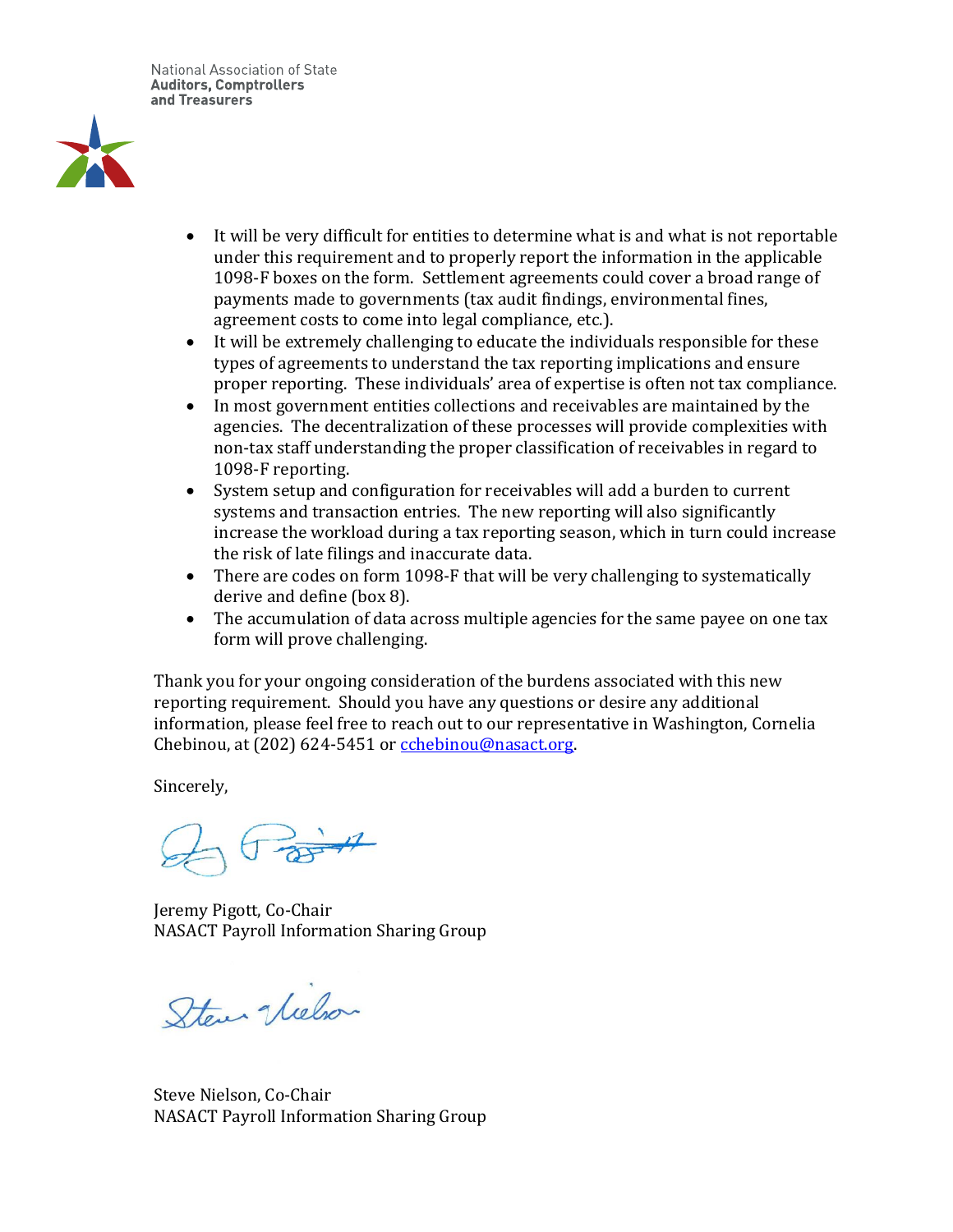- It will be very difficult for entities to determine what is and what is not reportable under this requirement and to properly report the information in the applicable 1098-F boxes on the form. Settlement agreements could cover a broad range of payments made to governments (tax audit findings, environmental fines, agreement costs to come into legal compliance, etc.).
- It will be extremely challenging to educate the individuals responsible for these types of agreements to understand the tax reporting implications and ensure proper reporting. These individuals' area of expertise is often not tax compliance.
- In most government entities collections and receivables are maintained by the agencies. The decentralization of these processes will provide complexities with non-tax staff understanding the proper classification of receivables in regard to 1098-F reporting.
- System setup and configuration for receivables will add a burden to current systems and transaction entries. The new reporting will also significantly increase the workload during a tax reporting season, which in turn could increase the risk of late filings and inaccurate data.
- There are codes on form 1098-F that will be very challenging to systematically derive and define (box 8).
- The accumulation of data across multiple agencies for the same payee on one tax form will prove challenging.

Thank you for your ongoing consideration of the burdens associated with this new reporting requirement. Should you have any questions or desire any additional information, please feel free to reach out to our representative in Washington, Cornelia Chebinou, at (202) 624-5451 or cchebinou@nasact.org.

Sincerely,

Jeremy Pigott, Co-Chair
NASACT Payroll Information Sharing Group

Steve Nielson, Co-Chair
NASACT Payroll Information Sharing Group